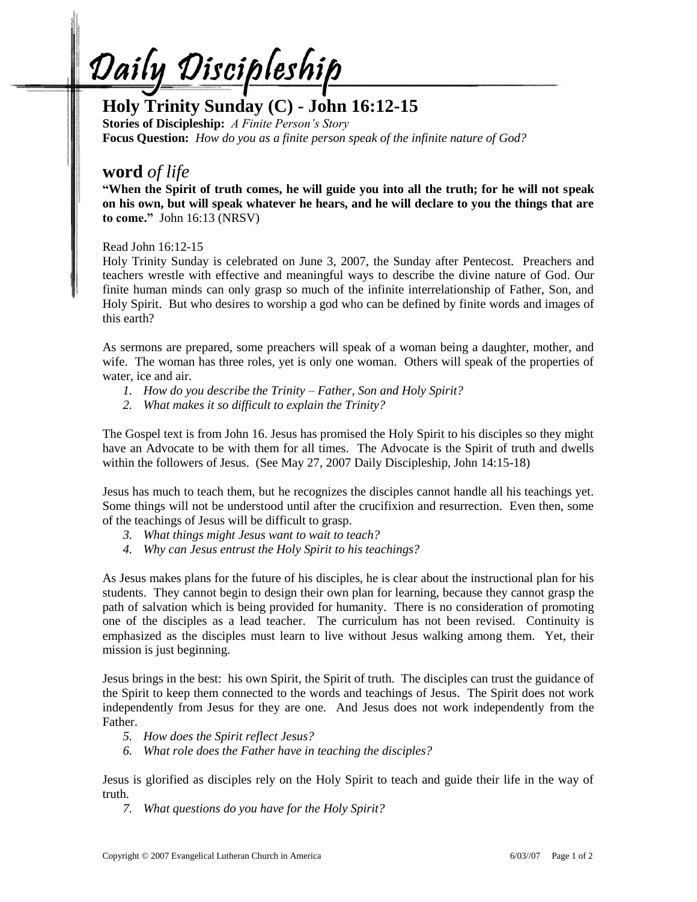# Daily Discipleship

## Holy Trinity Sunday (C) - John 16:12-15

**Stories of Discipleship:** *A Finite Person's Story*
**Focus Question:** *How do you as a finite person speak of the infinite nature of God?*

## word *of life*

**"When the Spirit of truth comes, he will guide you into all the truth; for he will not speak on his own, but will speak whatever he hears, and he will declare to you the things that are to come."** John 16:13 (NRSV)

Read John 16:12-15

Holy Trinity Sunday is celebrated on June 3, 2007, the Sunday after Pentecost. Preachers and teachers wrestle with effective and meaningful ways to describe the divine nature of God. Our finite human minds can only grasp so much of the infinite interrelationship of Father, Son, and Holy Spirit. But who desires to worship a god who can be defined by finite words and images of this earth?

As sermons are prepared, some preachers will speak of a woman being a daughter, mother, and wife. The woman has three roles, yet is only one woman. Others will speak of the properties of water, ice and air.

1. *How do you describe the Trinity – Father, Son and Holy Spirit?*
2. *What makes it so difficult to explain the Trinity?*

The Gospel text is from John 16. Jesus has promised the Holy Spirit to his disciples so they might have an Advocate to be with them for all times. The Advocate is the Spirit of truth and dwells within the followers of Jesus. (See May 27, 2007 Daily Discipleship, John 14:15-18)

Jesus has much to teach them, but he recognizes the disciples cannot handle all his teachings yet. Some things will not be understood until after the crucifixion and resurrection. Even then, some of the teachings of Jesus will be difficult to grasp.

3. *What things might Jesus want to wait to teach?*
4. *Why can Jesus entrust the Holy Spirit to his teachings?*

As Jesus makes plans for the future of his disciples, he is clear about the instructional plan for his students. They cannot begin to design their own plan for learning, because they cannot grasp the path of salvation which is being provided for humanity. There is no consideration of promoting one of the disciples as a lead teacher. The curriculum has not been revised. Continuity is emphasized as the disciples must learn to live without Jesus walking among them. Yet, their mission is just beginning.

Jesus brings in the best: his own Spirit, the Spirit of truth. The disciples can trust the guidance of the Spirit to keep them connected to the words and teachings of Jesus. The Spirit does not work independently from Jesus for they are one. And Jesus does not work independently from the Father.

5. *How does the Spirit reflect Jesus?*
6. *What role does the Father have in teaching the disciples?*

Jesus is glorified as disciples rely on the Holy Spirit to teach and guide their life in the way of truth.

7. *What questions do you have for the Holy Spirit?*

Copyright © 2007 Evangelical Lutheran Church in America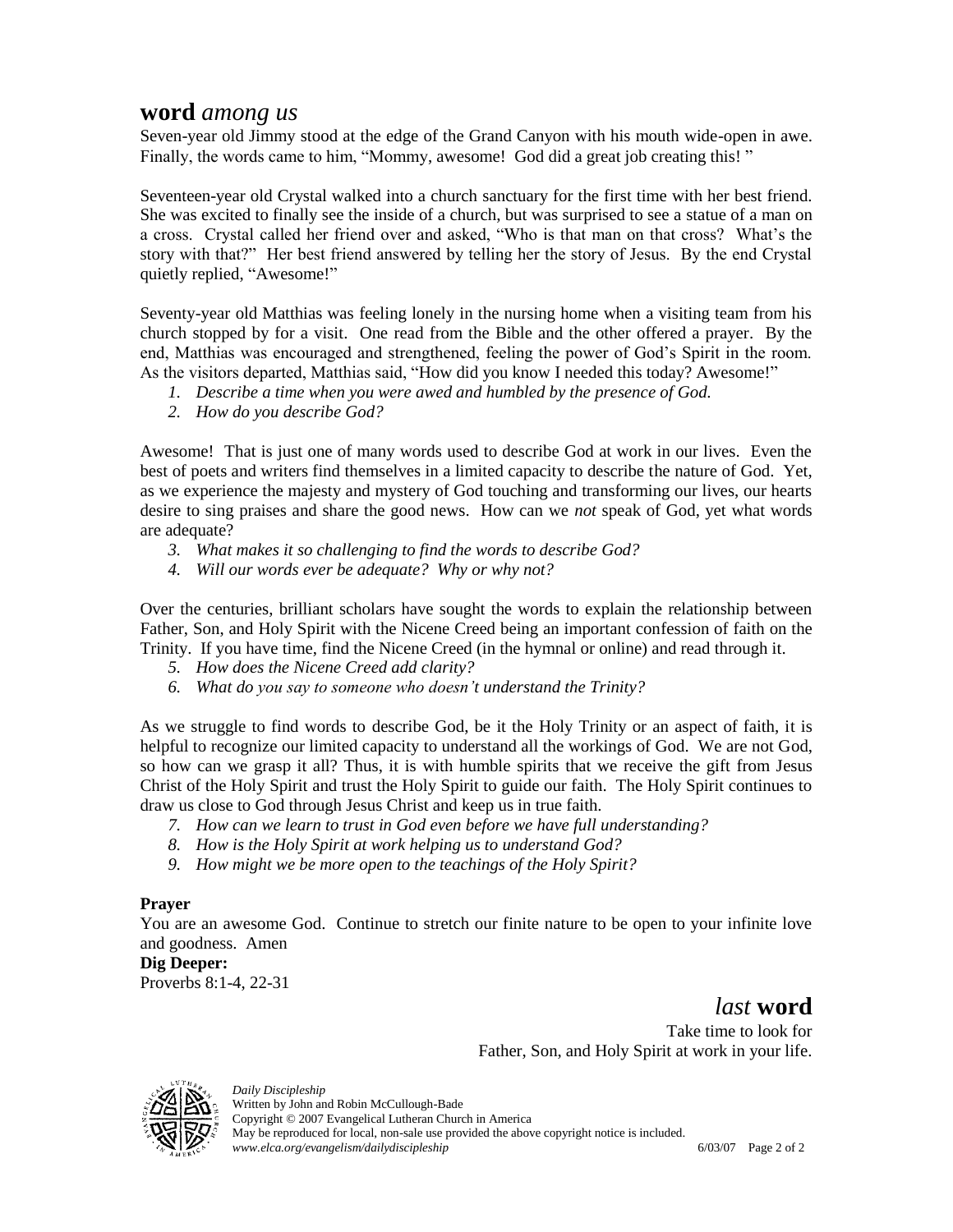## **word** *among us*

Seven-year old Jimmy stood at the edge of the Grand Canyon with his mouth wide-open in awe. Finally, the words came to him, “Mommy, awesome! God did a great job creating this! ”

Seventeen-year old Crystal walked into a church sanctuary for the first time with her best friend. She was excited to finally see the inside of a church, but was surprised to see a statue of a man on a cross. Crystal called her friend over and asked, “Who is that man on that cross? What’s the story with that?” Her best friend answered by telling her the story of Jesus. By the end Crystal quietly replied, “Awesome!”

Seventy-year old Matthias was feeling lonely in the nursing home when a visiting team from his church stopped by for a visit. One read from the Bible and the other offered a prayer. By the end, Matthias was encouraged and strengthened, feeling the power of God’s Spirit in the room. As the visitors departed, Matthias said, “How did you know I needed this today? Awesome!”

1. *Describe a time when you were awed and humbled by the presence of God.*
2. *How do you describe God?*

Awesome! That is just one of many words used to describe God at work in our lives. Even the best of poets and writers find themselves in a limited capacity to describe the nature of God. Yet, as we experience the majesty and mystery of God touching and transforming our lives, our hearts desire to sing praises and share the good news. How can we *not* speak of God, yet what words are adequate?

3. *What makes it so challenging to find the words to describe God?*
4. *Will our words ever be adequate? Why or why not?*

Over the centuries, brilliant scholars have sought the words to explain the relationship between Father, Son, and Holy Spirit with the Nicene Creed being an important confession of faith on the Trinity. If you have time, find the Nicene Creed (in the hymnal or online) and read through it.

5. *How does the Nicene Creed add clarity?*
6. *What do you say to someone who doesn’t understand the Trinity?*

As we struggle to find words to describe God, be it the Holy Trinity or an aspect of faith, it is helpful to recognize our limited capacity to understand all the workings of God. We are not God, so how can we grasp it all? Thus, it is with humble spirits that we receive the gift from Jesus Christ of the Holy Spirit and trust the Holy Spirit to guide our faith. The Holy Spirit continues to draw us close to God through Jesus Christ and keep us in true faith.

7. *How can we learn to trust in God even before we have full understanding?*
8. *How is the Holy Spirit at work helping us to understand God?*
9. *How might we be more open to the teachings of the Holy Spirit?*

**Prayer**

You are an awesome God. Continue to stretch our finite nature to be open to your infinite love and goodness. Amen

**Dig Deeper:**

Proverbs 8:1-4, 22-31

## *last* **word**

Take time to look for Father, Son, and Holy Spirit at work in your life.

*Daily Discipleship*
Written by John and Robin McCullough-Bade
Copyright © 2007 Evangelical Lutheran Church in America
May be reproduced for local, non-sale use provided the above copyright notice is included.
*www.elca.org/evangelism/dailydiscipleship* 6/03/07